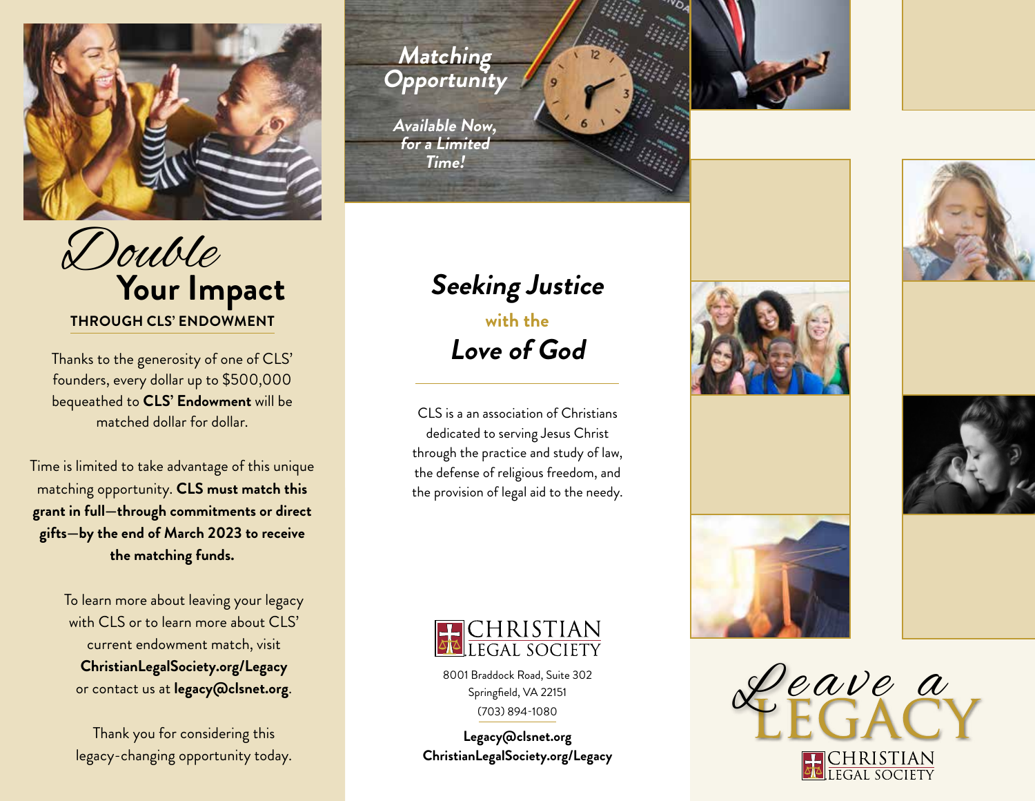# Double Your Impact

**THROUGH CLS' ENDOWMENT**

Thanks to the generosity of one of CLS' founders, every dollar up to $500,000 bequeathed to **CLS' Endowment** will be matched dollar for dollar.

Time is limited to take advantage of this unique matching opportunity. **CLS must match this grant in full—through commitments or direct gifts—by the end of March 2023 to receive the matching funds.**

To learn more about leaving your legacy with CLS or to learn more about CLS' current endowment match, visit **ChristianLegalSociety.org/Legacy** or contact us at **legacy@clsnet.org**.

Thank you for considering this legacy-changing opportunity today.

***Matching Opportunity***

***Available Now, for a Limited Time!***

## *Seeking Justice* with the *Love of God*

CLS is a an association of Christians dedicated to serving Jesus Christ through the practice and study of law, the defense of religious freedom, and the provision of legal aid to the needy.

CHRISTIAN LEGAL SOCIETY

8001 Braddock Road, Suite 302
Springfield, VA 22151
(703) 894-1080

**Legacy@clsnet.org**
**ChristianLegalSociety.org/Legacy**

# Leave a LEGACY

CHRISTIAN LEGAL SOCIETY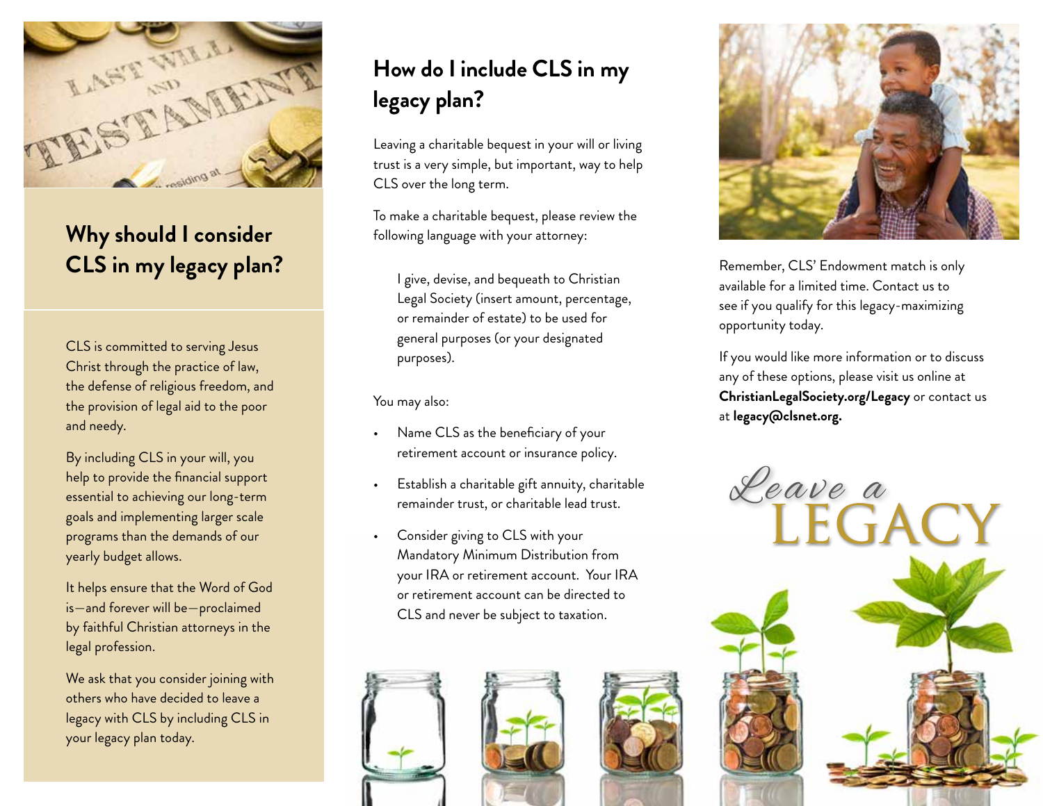## Why should I consider CLS in my legacy plan?

CLS is committed to serving Jesus Christ through the practice of law, the defense of religious freedom, and the provision of legal aid to the poor and needy.

By including CLS in your will, you help to provide the financial support essential to achieving our long-term goals and implementing larger scale programs than the demands of our yearly budget allows.

It helps ensure that the Word of God is—and forever will be—proclaimed by faithful Christian attorneys in the legal profession.

We ask that you consider joining with others who have decided to leave a legacy with CLS by including CLS in your legacy plan today.

## How do I include CLS in my legacy plan?

Leaving a charitable bequest in your will or living trust is a very simple, but important, way to help CLS over the long term.

To make a charitable bequest, please review the following language with your attorney:

> I give, devise, and bequeath to Christian Legal Society (insert amount, percentage, or remainder of estate) to be used for general purposes (or your designated purposes).

You may also:

- Name CLS as the beneficiary of your retirement account or insurance policy.
- Establish a charitable gift annuity, charitable remainder trust, or charitable lead trust.
- Consider giving to CLS with your Mandatory Minimum Distribution from your IRA or retirement account. Your IRA or retirement account can be directed to CLS and never be subject to taxation.

Remember, CLS' Endowment match is only available for a limited time. Contact us to see if you qualify for this legacy-maximizing opportunity today.

If you would like more information or to discuss any of these options, please visit us online at **ChristianLegalSociety.org/Legacy** or contact us at **legacy@clsnet.org.**

*Leave a*
# LEGACY